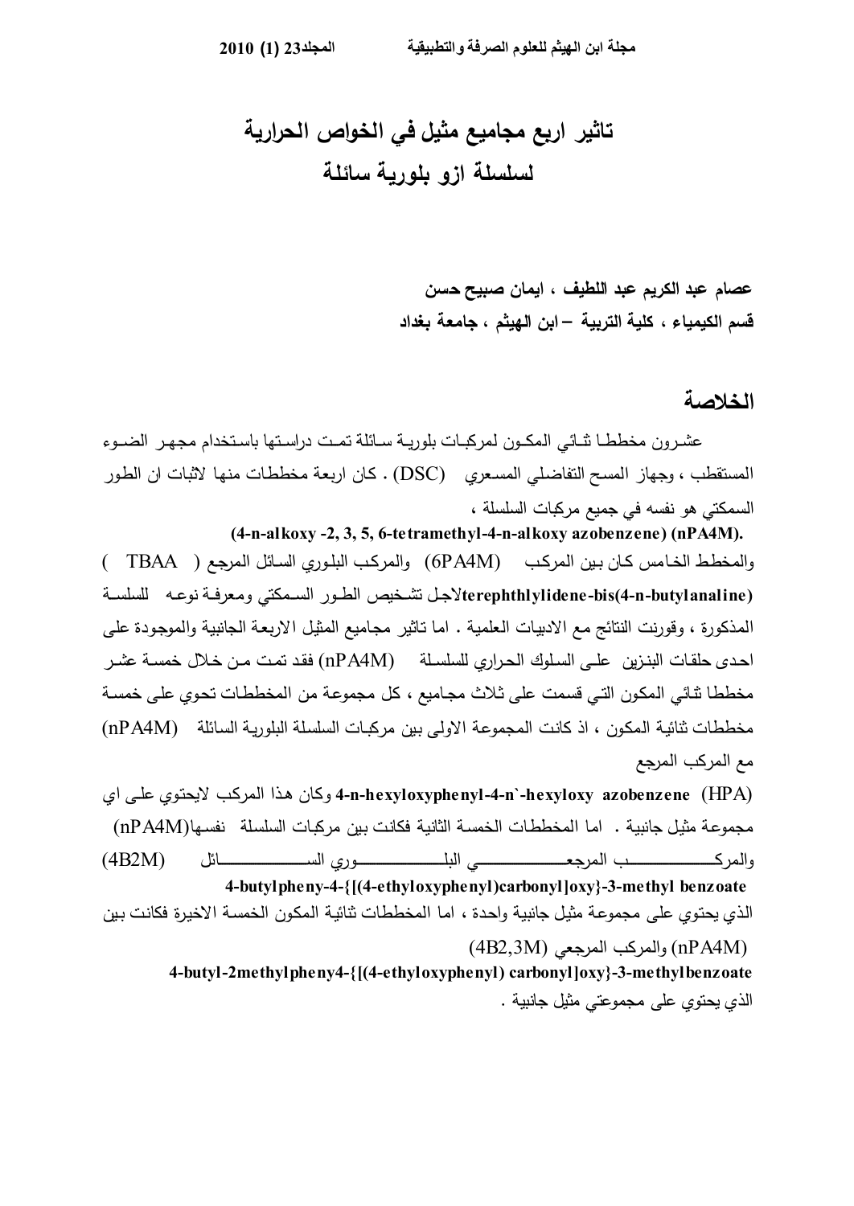# تاثير اربع مجاميع مثيل في الخواص الحرارية لسلسلة ازو بلورية سائلة

**عصام عبد الكريم عبد اللطيف ، ايمان صبيح حسن**
**قسم الكيمياء ، كلية التربية – ابن الهيثم ، جامعة بغداد**

## الخلاصة

عشرون مخططا ثنائي المكون لمركبات بلورية سائلة تمت دراستها باستخدام مجهر الضوء المستقطب ، وجهاز المسح التفاضلي المسعري (DSC) . كان اربعة مخططات منها لاثبات ان الطور السمكتي هو نفسه في جميع مركبات السلسلة ،

**(4-n-alkoxy -2, 3, 5, 6-tetramethyl-4-n-alkoxy azobenzene) (nPA4M).**

والمخطط الخامس كان بين المركب (6PA4M) والمركب البلوري السائل المرجع ( TBAA ) **(terephthlylidene-bis(4-n-butylanaline)** لاجل تشخيص الطور السمكتي ومعرفة نوعه للسلسة المذكورة ، وقورنت النتائج مع الادبيات العلمية . اما تاثير مجاميع المثيل الاربعة الجانبية والموجودة على احدى حلقات البنزين على السلوك الحراري للسلسلة (nPA4M) فقد تمت من خلال خمسة عشر مخططا ثنائي المكون التي قسمت على ثلاث مجاميع ، كل مجموعة من المخططات تحوي على خمسة مخططات ثنائية المكون ، اذ كانت المجموعة الاولى بين مركبات السلسلة البلورية السائلة (nPA4M) مع المركب المرجع

**4-n-hexyloxyphenyl-4-n`-hexyloxy azobenzene** (HPA) وكان هذا المركب لايحتوي على اي مجموعة مثيل جانبية . اما المخططات الخمسة الثانية فكانت بين مركبات السلسلة نفسها(nPA4M) والمركب المرجعي البلوري السائل (4B2M)

**4-butylpheny-4-{[(4-ethyloxyphenyl)carbonyl]oxy}-3-methyl benzoate**

الذي يحتوي على مجموعة مثيل جانبية واحدة ، اما المخططات ثنائية المكون الخمسة الاخيرة فكانت بين (nPA4M) والمركب المرجعي (4B2,3M)

**4-butyl-2methylpheny4-{[(4-ethyloxyphenyl) carbonyl]oxy}-3-methylbenzoate**

الذي يحتوي على مجموعتي مثيل جانبية .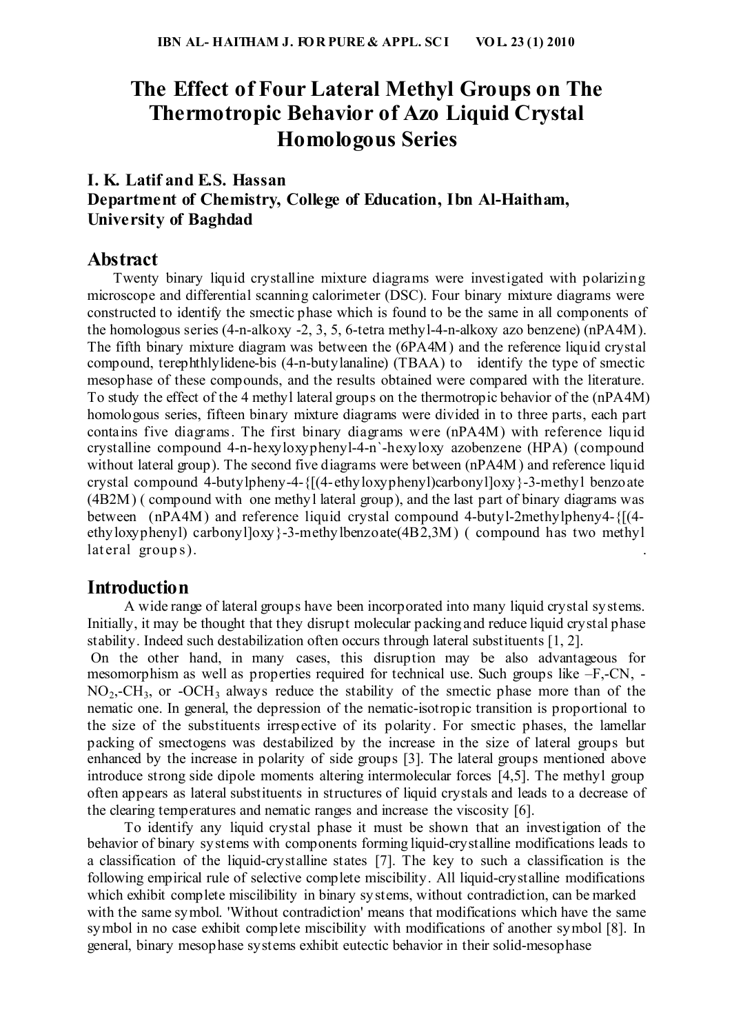# The Effect of Four Lateral Methyl Groups on The Thermotropic Behavior of Azo Liquid Crystal Homologous Series

**I. K. Latif and E.S. Hassan**
**Department of Chemistry, College of Education, Ibn Al-Haitham, University of Baghdad**

## Abstract

Twenty binary liquid crystalline mixture diagrams were investigated with polarizing microscope and differential scanning calorimeter (DSC). Four binary mixture diagrams were constructed to identify the smectic phase which is found to be the same in all components of the homologous series (4-n-alkoxy -2, 3, 5, 6-tetra methyl-4-n-alkoxy azo benzene) (nPA4M). The fifth binary mixture diagram was between the (6PA4M) and the reference liquid crystal compound, terephthlylidene-bis (4-n-butylanaline) (TBAA) to identify the type of smectic mesophase of these compounds, and the results obtained were compared with the literature. To study the effect of the 4 methyl lateral groups on the thermotropic behavior of the (nPA4M) homologous series, fifteen binary mixture diagrams were divided in to three parts, each part contains five diagrams. The first binary diagrams were (nPA4M) with reference liquid crystalline compound 4-n-hexyloxyphenyl-4-n`-hexyloxy azobenzene (HPA) (compound without lateral group). The second five diagrams were between (nPA4M) and reference liquid crystal compound 4-butylpheny-4-{[(4-ethyloxyphenyl)carbonyl]oxy}-3-methyl benzoate (4B2M) ( compound with one methyl lateral group), and the last part of binary diagrams was between (nPA4M) and reference liquid crystal compound 4-butyl-2methylpheny4-{[(4-ethyloxyphenyl) carbonyl]oxy}-3-methylbenzoate(4B2,3M) ( compound has two methyl lateral groups).

## Introduction

A wide range of lateral groups have been incorporated into many liquid crystal systems. Initially, it may be thought that they disrupt molecular packing and reduce liquid crystal phase stability. Indeed such destabilization often occurs through lateral substituents [1, 2].

On the other hand, in many cases, this disruption may be also advantageous for mesomorphism as well as properties required for technical use. Such groups like –F,-CN, -$NO_2$,-$CH_3$, or -$OCH_3$ always reduce the stability of the smectic phase more than of the nematic one. In general, the depression of the nematic-isotropic transition is proportional to the size of the substituents irrespective of its polarity. For smectic phases, the lamellar packing of smectogens was destabilized by the increase in the size of lateral groups but enhanced by the increase in polarity of side groups [3]. The lateral groups mentioned above introduce strong side dipole moments altering intermolecular forces [4,5]. The methyl group often appears as lateral substituents in structures of liquid crystals and leads to a decrease of the clearing temperatures and nematic ranges and increase the viscosity [6].

To identify any liquid crystal phase it must be shown that an investigation of the behavior of binary systems with components forming liquid-crystalline modifications leads to a classification of the liquid-crystalline states [7]. The key to such a classification is the following empirical rule of selective complete miscibility. All liquid-crystalline modifications which exhibit complete miscilibility in binary systems, without contradiction, can be marked with the same symbol. 'Without contradiction' means that modifications which have the same symbol in no case exhibit complete miscibility with modifications of another symbol [8]. In general, binary mesophase systems exhibit eutectic behavior in their solid-mesophase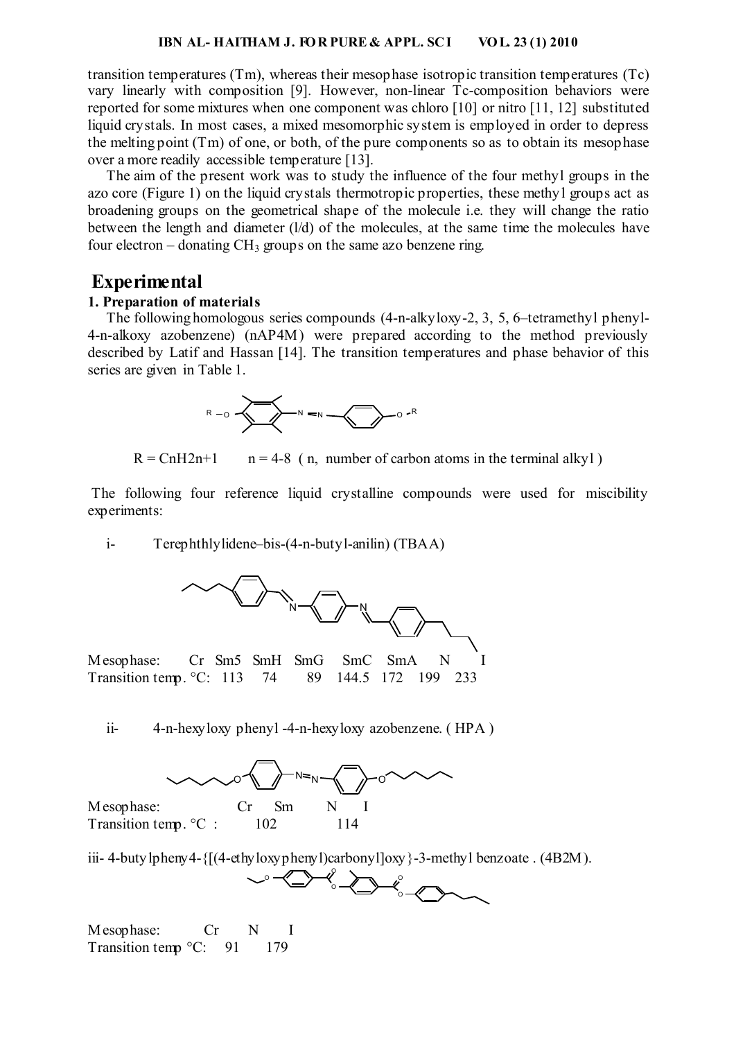transition temperatures (Tm), whereas their mesophase isotropic transition temperatures (Tc) vary linearly with composition [9]. However, non-linear Tc-composition behaviors were reported for some mixtures when one component was chloro [10] or nitro [11, 12] substituted liquid crystals. In most cases, a mixed mesomorphic system is employed in order to depress the melting point (Tm) of one, or both, of the pure components so as to obtain its mesophase over a more readily accessible temperature [13].

The aim of the present work was to study the influence of the four methyl groups in the azo core (Figure 1) on the liquid crystals thermotropic properties, these methyl groups act as broadening groups on the geometrical shape of the molecule i.e. they will change the ratio between the length and diameter (l/d) of the molecules, at the same time the molecules have four electron – donating $CH_3$ groups on the same azo benzene ring.

## Experimental

### 1. Preparation of materials

The following homologous series compounds (4-n-alkyloxy-2, 3, 5, 6–tetramethyl phenyl-4-n-alkoxy azobenzene) (nAP4M) were prepared according to the method previously described by Latif and Hassan [14]. The transition temperatures and phase behavior of this series are given in Table 1.

R = CnH2n+1    n = 4-8 ( n, number of carbon atoms in the terminal alkyl )

The following four reference liquid crystalline compounds were used for miscibility experiments:

i- Terephthlylidene–bis-(4-n-butyl-anilin) (TBAA)

| | | | | | | | |
|---|---|---|---|---|---|---|---|
| Mesophase: | Cr | Sm5 | SmH | SmG | SmC | SmA | N I |
| Transition temp. °C: | 113 | 74 | 89 | 144.5 | 172 | 199 | 233 |

ii- 4-n-hexyloxy phenyl -4-n-hexyloxy azobenzene. ( HPA )

| | | | |
|---|---|---|---|
| Mesophase: | Cr | Sm | N I |
| Transition temp. °C : | 102 | | 114 |

iii- 4-butylpheny4-{[(4-ethyloxyphenyl)carbonyl]oxy}-3-methyl benzoate . (4B2M).

| | | |
|---|---|---|
| Mesophase: | Cr | N I |
| Transition temp °C: | 91 | 179 |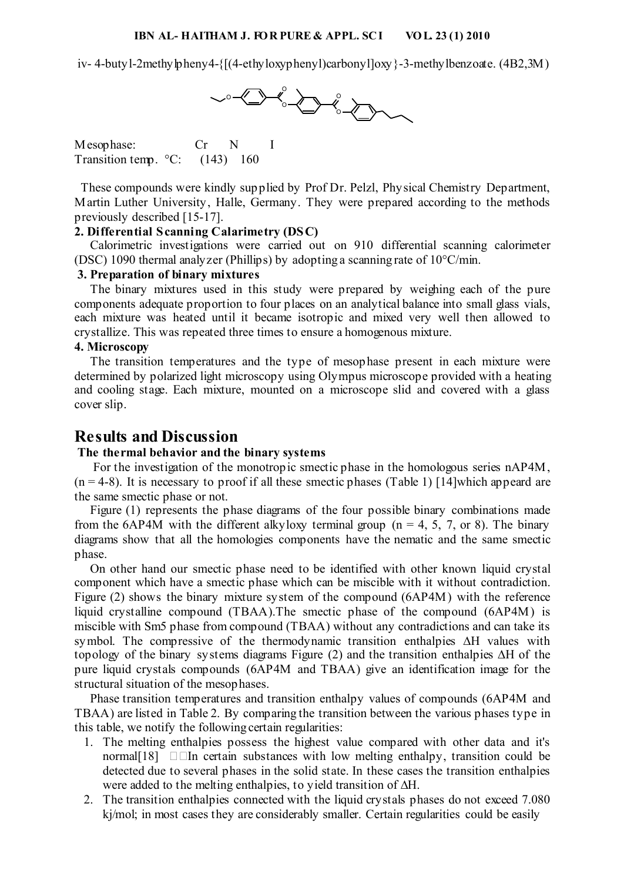iv- 4-butyl-2methylpheny4-{[(4-ethyloxyphenyl)carbonyl]oxy}-3-methylbenzoate. (4B2,3M)

Mesophase: Cr N I

Transition temp. °C: (143) 160

These compounds were kindly supplied by Prof Dr. Pelzl, Physical Chemistry Department, Martin Luther University, Halle, Germany. They were prepared according to the methods previously described [15-17].

**2. Differential Scanning Calarimetry (DSC)**

Calorimetric investigations were carried out on 910 differential scanning calorimeter (DSC) 1090 thermal analyzer (Phillips) by adopting a scanning rate of 10°C/min.

**3. Preparation of binary mixtures**

The binary mixtures used in this study were prepared by weighing each of the pure components adequate proportion to four places on an analytical balance into small glass vials, each mixture was heated until it became isotropic and mixed very well then allowed to crystallize. This was repeated three times to ensure a homogenous mixture.

**4. Microscopy**

The transition temperatures and the type of mesophase present in each mixture were determined by polarized light microscopy using Olympus microscope provided with a heating and cooling stage. Each mixture, mounted on a microscope slid and covered with a glass cover slip.

## Results and Discussion

**The thermal behavior and the binary systems**

For the investigation of the monotropic smectic phase in the homologous series nAP4M, (n = 4-8). It is necessary to proof if all these smectic phases (Table 1) [14]which appear are the same smectic phase or not.

Figure (1) represents the phase diagrams of the four possible binary combinations made from the 6AP4M with the different alkyloxy terminal group (n = 4, 5, 7, or 8). The binary diagrams show that all the homologies components have the nematic and the same smectic phase.

On other hand our smectic phase need to be identified with other known liquid crystal component which have a smectic phase which can be miscible with it without contradiction. Figure (2) shows the binary mixture system of the compound (6AP4M) with the reference liquid crystalline compound (TBAA).The smectic phase of the compound (6AP4M) is miscible with Sm5 phase from compound (TBAA) without any contradictions and can take its symbol. The compressive of the thermodynamic transition enthalpies ΔH values with topology of the binary systems diagrams Figure (2) and the transition enthalpies ΔH of the pure liquid crystals compounds (6AP4M and TBAA) give an identification image for the structural situation of the mesophases.

Phase transition temperatures and transition enthalpy values of compounds (6AP4M and TBAA) are listed in Table 2. By comparing the transition between the various phases type in this table, we notify the following certain regularities:

1. The melting enthalpies possess the highest value compared with other data and it's normal[18] In certain substances with low melting enthalpy, transition could be detected due to several phases in the solid state. In these cases the transition enthalpies were added to the melting enthalpies, to yield transition of ΔH.
2. The transition enthalpies connected with the liquid crystals phases do not exceed 7.080 kj/mol; in most cases they are considerably smaller. Certain regularities could be easily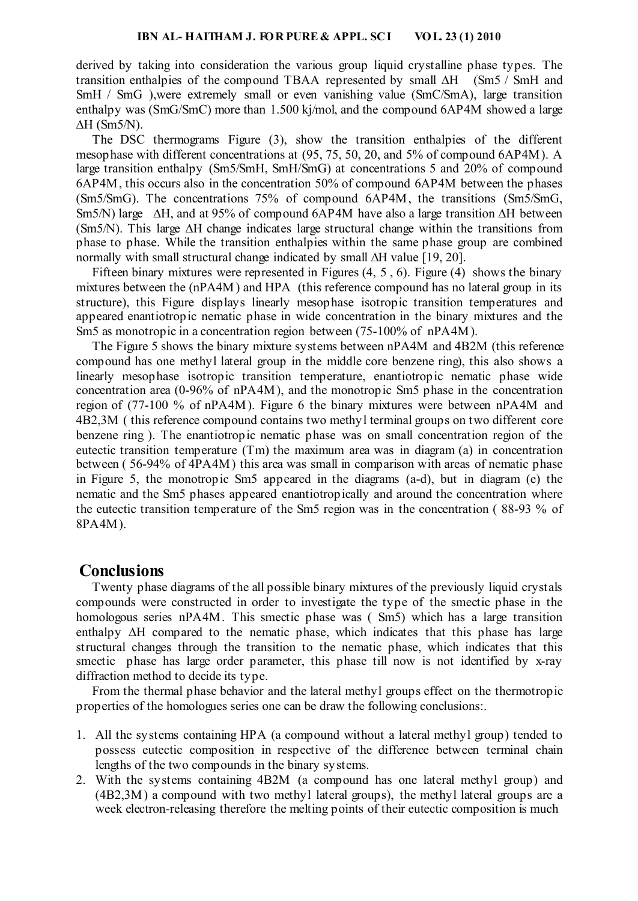derived by taking into consideration the various group liquid crystalline phase types. The transition enthalpies of the compound TBAA represented by small ΔH (Sm5 / SmH and SmH / SmG ),were extremely small or even vanishing value (SmC/SmA), large transition enthalpy was (SmG/SmC) more than 1.500 kj/mol, and the compound 6AP4M showed a large ΔH (Sm5/N).

The DSC thermograms Figure (3), show the transition enthalpies of the different mesophase with different concentrations at (95, 75, 50, 20, and 5% of compound 6AP4M). A large transition enthalpy (Sm5/SmH, SmH/SmG) at concentrations 5 and 20% of compound 6AP4M, this occurs also in the concentration 50% of compound 6AP4M between the phases (Sm5/SmG). The concentrations 75% of compound 6AP4M, the transitions (Sm5/SmG, Sm5/N) large ΔH, and at 95% of compound 6AP4M have also a large transition ΔH between (Sm5/N). This large ΔH change indicates large structural change within the transitions from phase to phase. While the transition enthalpies within the same phase group are combined normally with small structural change indicated by small ΔH value [19, 20].

Fifteen binary mixtures were represented in Figures (4, 5 , 6). Figure (4) shows the binary mixtures between the (nPA4M) and HPA (this reference compound has no lateral group in its structure), this Figure displays linearly mesophase isotropic transition temperatures and appeared enantiotropic nematic phase in wide concentration in the binary mixtures and the Sm5 as monotropic in a concentration region between (75-100% of nPA4M).

The Figure 5 shows the binary mixture systems between nPA4M and 4B2M (this reference compound has one methyl lateral group in the middle core benzene ring), this also shows a linearly mesophase isotropic transition temperature, enantiotropic nematic phase wide concentration area (0-96% of nPA4M), and the monotropic Sm5 phase in the concentration region of (77-100 % of nPA4M). Figure 6 the binary mixtures were between nPA4M and 4B2,3M ( this reference compound contains two methyl terminal groups on two different core benzene ring ). The enantiotropic nematic phase was on small concentration region of the eutectic transition temperature (Tm) the maximum area was in diagram (a) in concentration between ( 56-94% of 4PA4M) this area was small in comparison with areas of nematic phase in Figure 5, the monotropic Sm5 appeared in the diagrams (a-d), but in diagram (e) the nematic and the Sm5 phases appeared enantiotropically and around the concentration where the eutectic transition temperature of the Sm5 region was in the concentration ( 88-93 % of 8PA4M).

## Conclusions

Twenty phase diagrams of the all possible binary mixtures of the previously liquid crystals compounds were constructed in order to investigate the type of the smectic phase in the homologous series nPA4M. This smectic phase was ( Sm5) which has a large transition enthalpy ΔH compared to the nematic phase, which indicates that this phase has large structural changes through the transition to the nematic phase, which indicates that this smectic phase has large order parameter, this phase till now is not identified by x-ray diffraction method to decide its type.

From the thermal phase behavior and the lateral methyl groups effect on the thermotropic properties of the homologues series one can be draw the following conclusions:.

1. All the systems containing HPA (a compound without a lateral methyl group) tended to possess eutectic composition in respective of the difference between terminal chain lengths of the two compounds in the binary systems.
2. With the systems containing 4B2M (a compound has one lateral methyl group) and (4B2,3M) a compound with two methyl lateral groups), the methyl lateral groups are a week electron-releasing therefore the melting points of their eutectic composition is much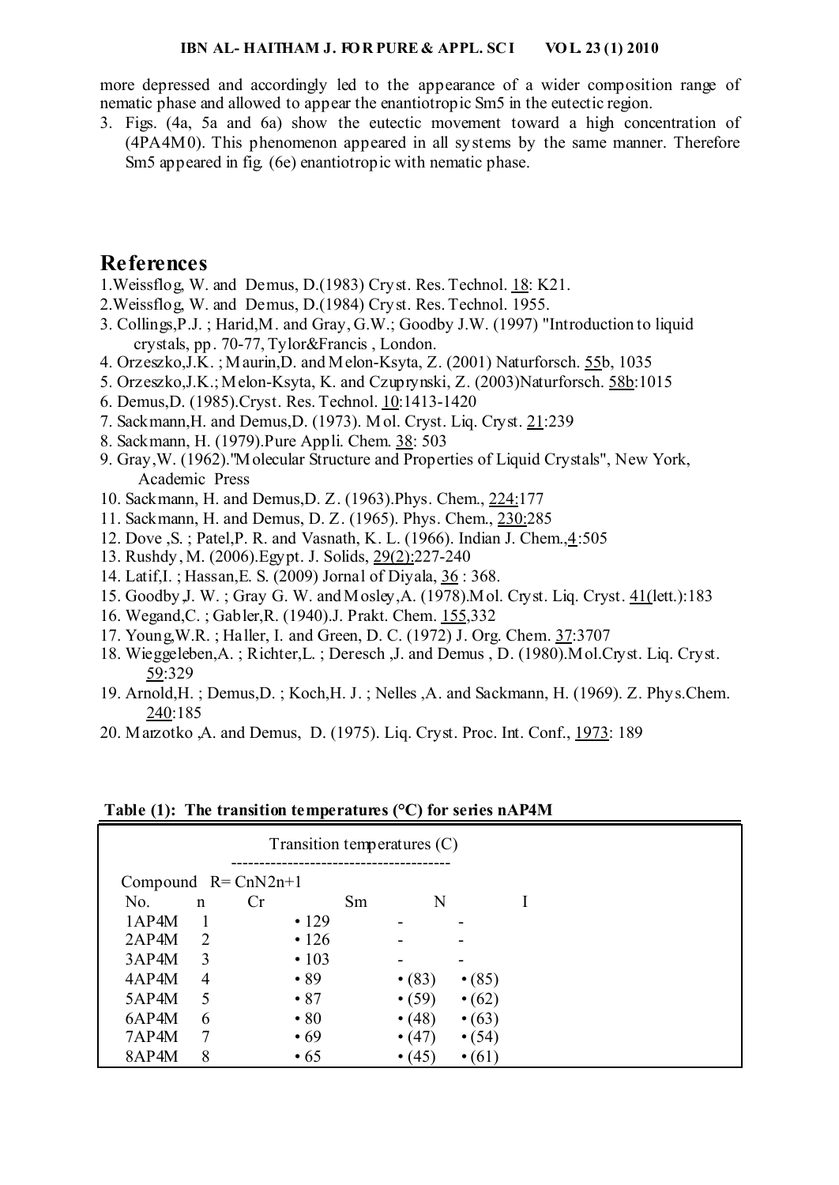more depressed and accordingly led to the appearance of a wider composition range of nematic phase and allowed to appear the enantiotropic Sm5 in the eutectic region.

3. Figs. (4a, 5a and 6a) show the eutectic movement toward a high concentration of (4PA4M0). This phenomenon appeared in all systems by the same manner. Therefore Sm5 appeared in fig. (6e) enantiotropic with nematic phase.

## References

1. Weissflog, W. and Demus, D.(1983) Cryst. Res. Technol. 18: K21.
2. Weissflog, W. and Demus, D.(1984) Cryst. Res. Technol. 1955.
3. Collings,P.J. ; Harid,M. and Gray, G.W.; Goodby J.W. (1997) "Introduction to liquid crystals, pp. 70-77, Tylor&Francis , London.
4. Orzeszko,J.K. ; Maurin,D. and Melon-Ksyta, Z. (2001) Naturforsch. 55b, 1035
5. Orzeszko,J.K.; Melon-Ksyta, K. and Czuprynski, Z. (2003)Naturforsch. 58b:1015
6. Demus,D. (1985).Cryst. Res. Technol. 10:1413-1420
7. Sackmann,H. and Demus,D. (1973). Mol. Cryst. Liq. Cryst. 21:239
8. Sackmann, H. (1979).Pure Appli. Chem. 38: 503
9. Gray,W. (1962)."Molecular Structure and Properties of Liquid Crystals", New York, Academic Press
10. Sackmann, H. and Demus,D. Z. (1963).Phys. Chem., 224:177
11. Sackmann, H. and Demus, D. Z. (1965). Phys. Chem., 230:285
12. Dove ,S. ; Patel,P. R. and Vasnath, K. L. (1966). Indian J. Chem.,4:505
13. Rushdy, M. (2006).Egypt. J. Solids, 29(2):227-240
14. Latif,I. ; Hassan,E. S. (2009) Jornal of Diyala, 36 : 368.
15. Goodby,J. W. ; Gray G. W. and Mosley,A. (1978).Mol. Cryst. Liq. Cryst. 41(lett.):183
16. Wegand,C. ; Gabler,R. (1940).J. Prakt. Chem. 155,332
17. Young,W.R. ; Haller, I. and Green, D. C. (1972) J. Org. Chem. 37:3707
18. Wieggeleben,A. ; Richter,L. ; Deresch ,J. and Demus , D. (1980).Mol.Cryst. Liq. Cryst. 59:329
19. Arnold,H. ; Demus,D. ; Koch,H. J. ; Nelles ,A. and Sackmann, H. (1969). Z. Phys.Chem. 240:185
20. Marzotko ,A. and Demus, D. (1975). Liq. Cryst. Proc. Int. Conf., 1973: 189

**Table (1): The transition temperatures (°C) for series nAP4M**

| Compound No. | n ($R = C_nN_{2n+1}$) | Cr | Sm | N | I |
|---|---|---|---|---|---|
| 1AP4M | 1 | • 129 | - | - | |
| 2AP4M | 2 | • 126 | - | - | |
| 3AP4M | 3 | • 103 | - | - | |
| 4AP4M | 4 | • 89 | • (83) | • (85) | |
| 5AP4M | 5 | • 87 | • (59) | • (62) | |
| 6AP4M | 6 | • 80 | • (48) | • (63) | |
| 7AP4M | 7 | • 69 | • (47) | • (54) | |
| 8AP4M | 8 | • 65 | • (45) | • (61) | |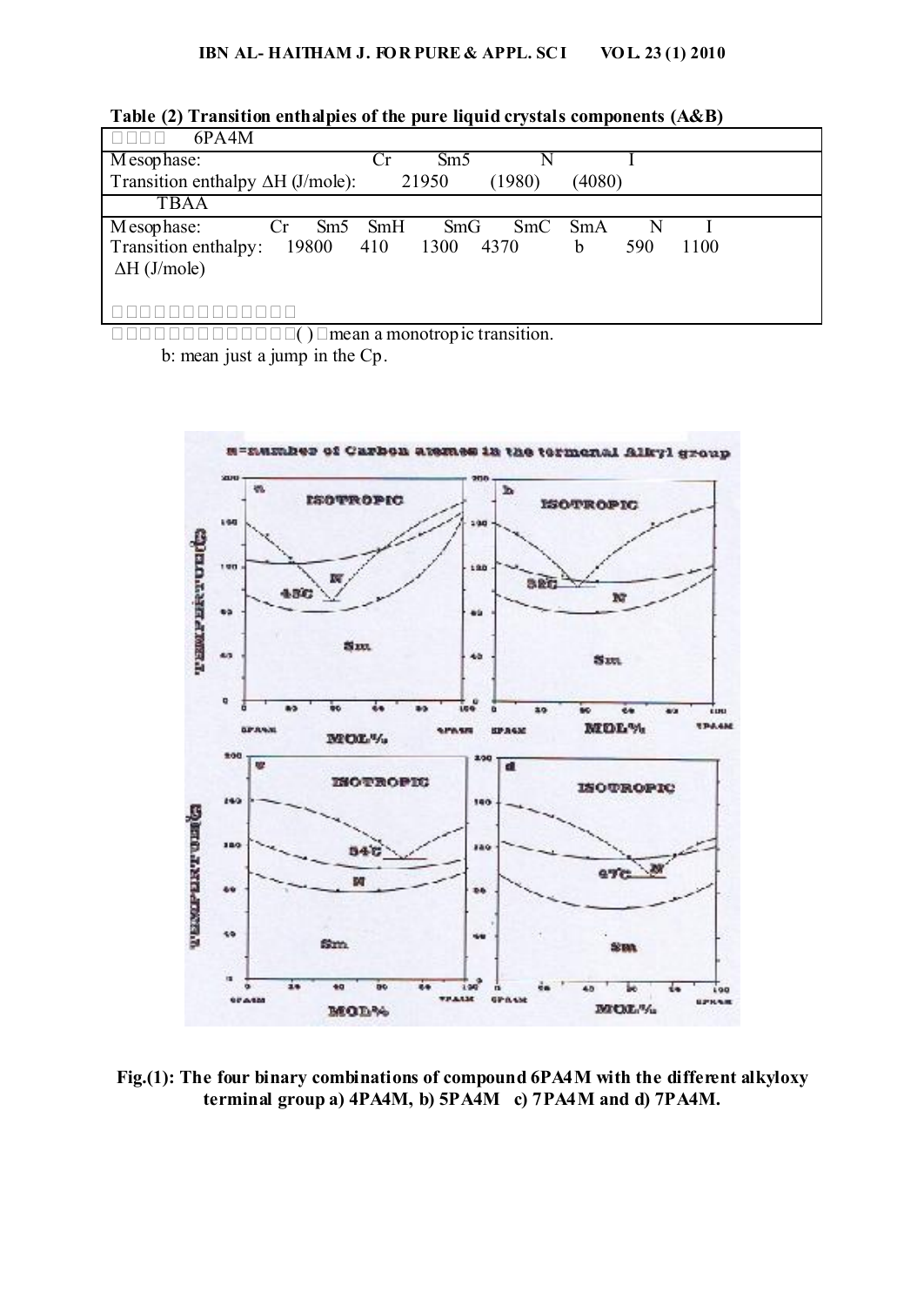**Table (2) Transition enthalpies of the pure liquid crystals components (A&B)**

| | | | | | | | | |
|---|---|---|---|---|---|---|---|---|
| 6PA4M | | | | | | | | |
| Mesophase: | Cr | Sm5 | N | I | | | | |
| Transition enthalpy ΔH (J/mole): | 21950 | (1980) | (4080) | | | | | |
| TBAA | | | | | | | | |
| Mesophase: | Cr | Sm5 | SmH | SmG | SmC | SmA | N | I |
| Transition enthalpy: ΔH (J/mole) | 19800 | 410 | 1300 | 4370 | b | 590 | 1100 | |

( ) mean a monotropic transition.

b: mean just a jump in the Cp.

n=number of Carbon atomes in the termenal Alkyl group

a
ISOTROPIC
N
45C
Sm
TEMPERATURE(C)
MOL%
6PA4M
4PA4M

b
ISOTROPIC
52C
N
Sm
MOL%
6PA4M
5PA4M

c
ISOTROPIC
54C
N
Sm
TEMPERATURE(C)
MOL%
6PA4M
7PA4M

d
ISOTROPIC
67C
N
Sm
MOL%
6PA4M
8PA4M

**Fig.(1): The four binary combinations of compound 6PA4M with the different alkyloxy terminal group a) 4PA4M, b) 5PA4M c) 7PA4M and d) 7PA4M.**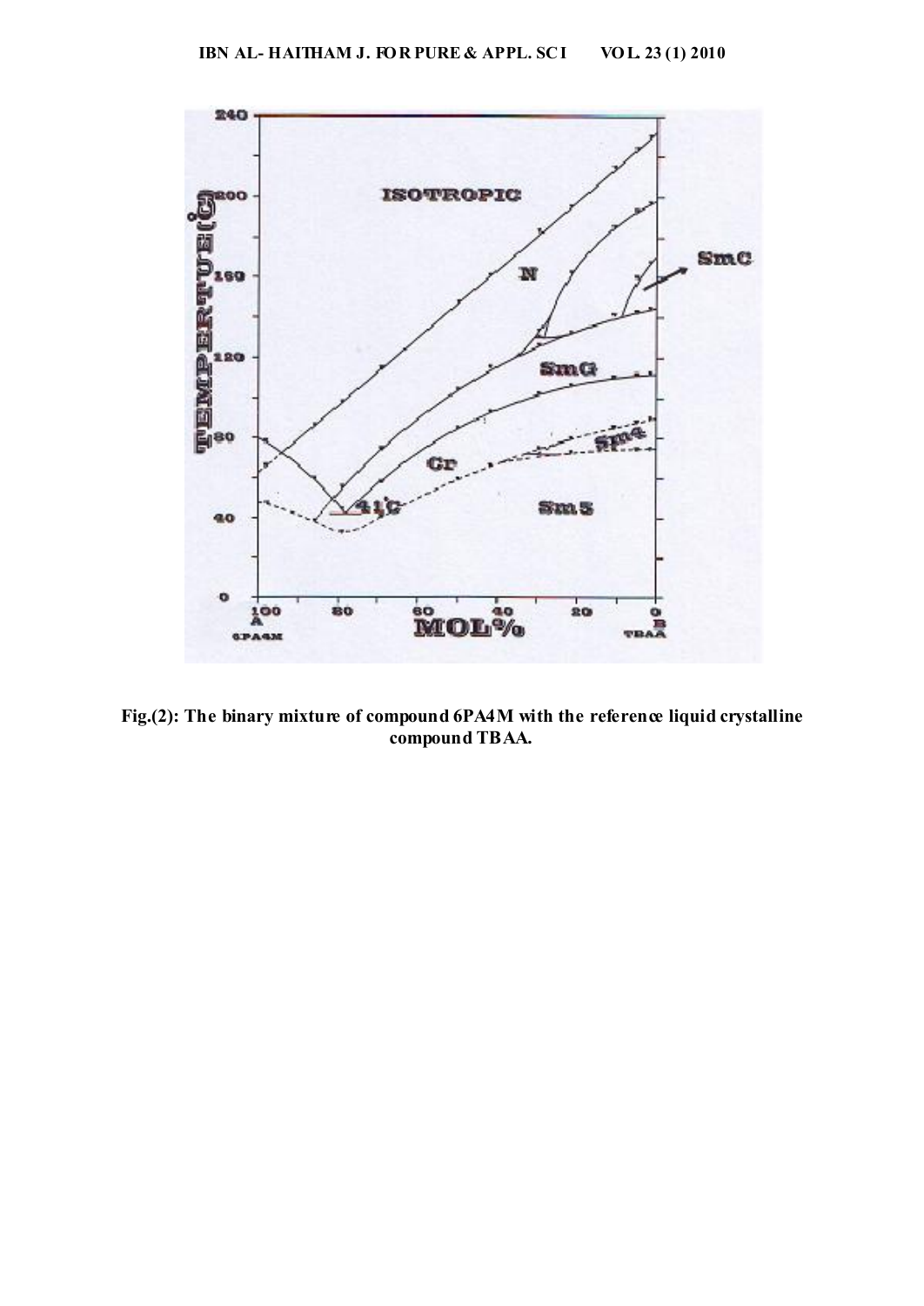240

TEMPERTURE(°C)

200

160

120

80

40

0

ISOTROPIC

N

SmC

SmG

Cr

Sm4

Sm5

41°C

100
A
6PA4M

80

60

MOL%

40

20

0
B
TBAA

**Fig.(2): The binary mixture of compound 6PA4M with the reference liquid crystalline compound TBAA.**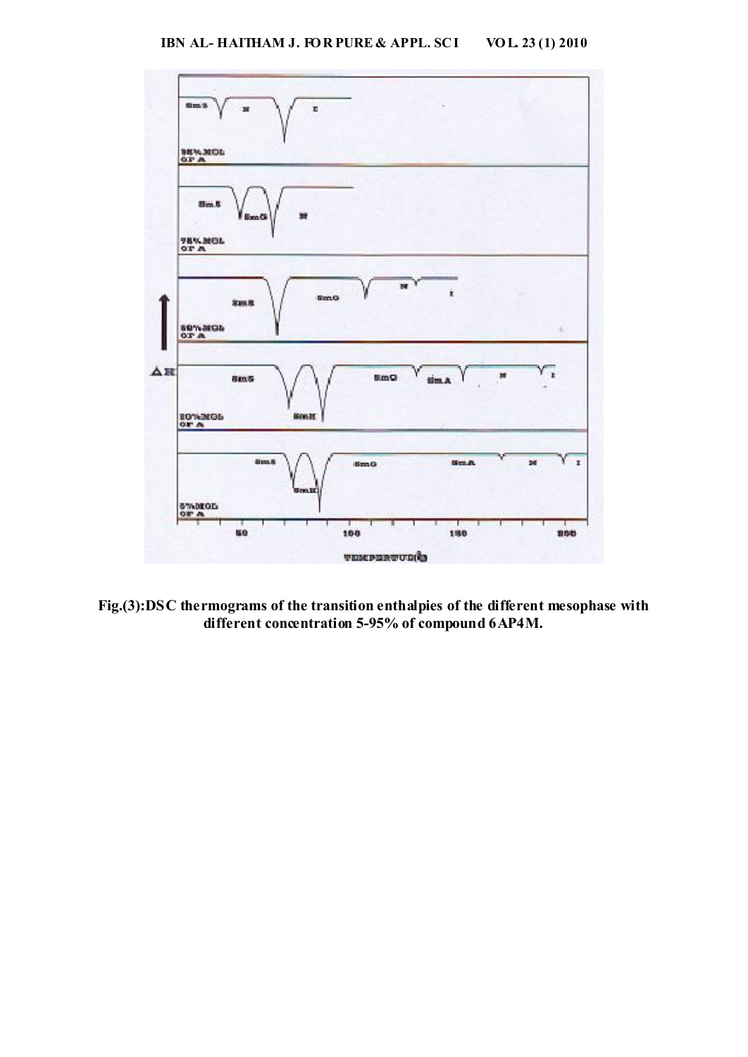SmS
N
I
95%MOL OF A

SmS
SmG
N
75%MOL OF A

SmS
SmG
N
I
50%MOL OF A

ΔH

SmS
SmH
SmG
SmA
N
I
20%MOL OF A

SmS
SmH
SmG
SmA
N
I
5%MOL OF A

50
100
150
200

TEMPERTUR(°C)

**Fig.(3):DSC thermograms of the transition enthalpies of the different mesophase with different concentration 5-95% of compound 6AP4M.**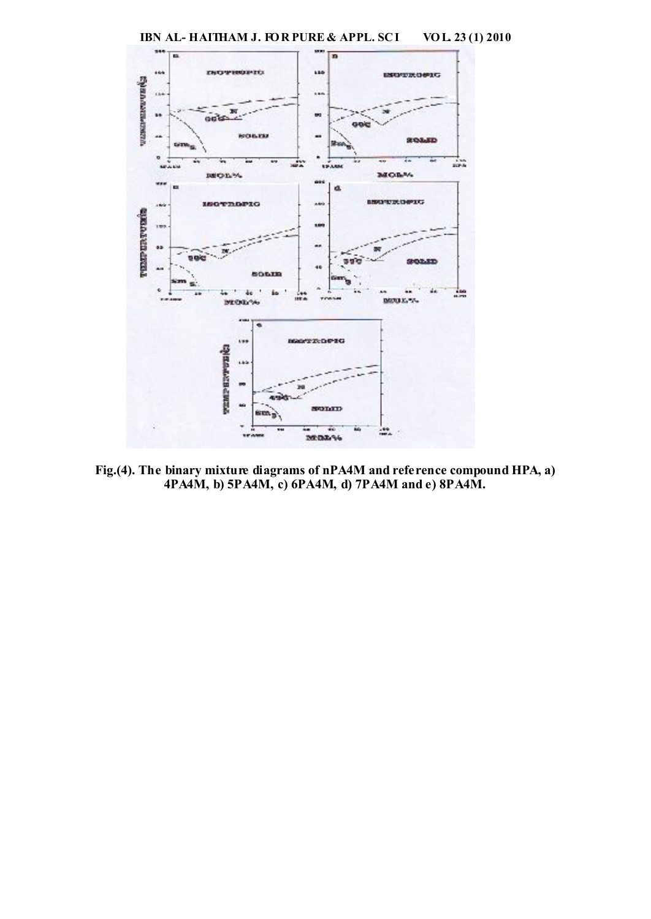a
ISOTROPIC
N
66°C
SOLID
$Sm_S$
MOL%
TEMPERATURE(°C)

b
ISOTROPIC
N
66°C
SOLID
$Sm_S$
MOL%

c
ISOTROPIC
N
59°C
SOLID
Sm S
MOL%
TEMPERATURE(°C)

d
ISOTROPIC
N
51°C
SOLID
$Sm_S$
MOL%

e
ISOTROPIC
N
49°C
SOLID
$Sm_S$
MOL%
TEMPERATURE(°C)

Fig.(4). The binary mixture diagrams of nPA4M and reference compound HPA, a) 4PA4M, b) 5PA4M, c) 6PA4M, d) 7PA4M and e) 8PA4M.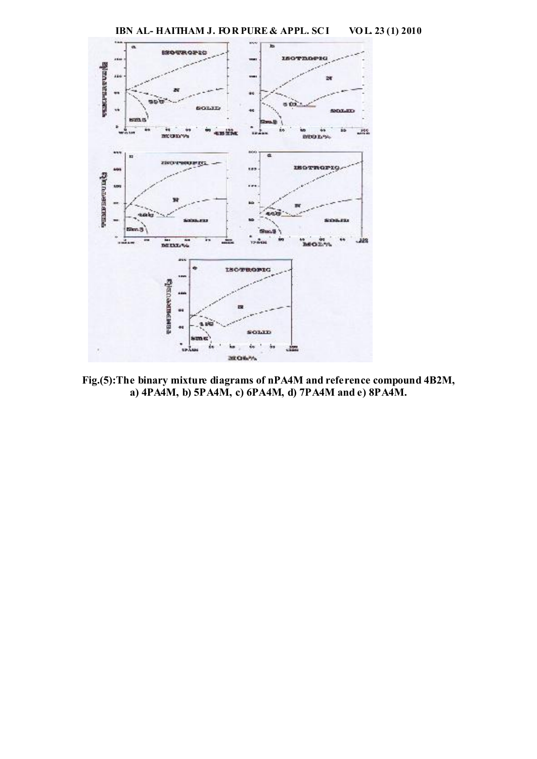a

ISOTROPIC

N

SOLID

SmA

MOL%

b

ISOTROPIC

N

SOLID

SmB

MOL%

c

ISOTROPIC

N

SOLID

SmB

MOL%

d

ISOTROPIC

N

SOLID

SmB

MOL%

e

ISOTROPIC

N

SOLID

SmC

MOL%

TEMPERATURE

**Fig.(5):The binary mixture diagrams of nPA4M and reference compound 4B2M, a) 4PA4M, b) 5PA4M, c) 6PA4M, d) 7PA4M and e) 8PA4M.**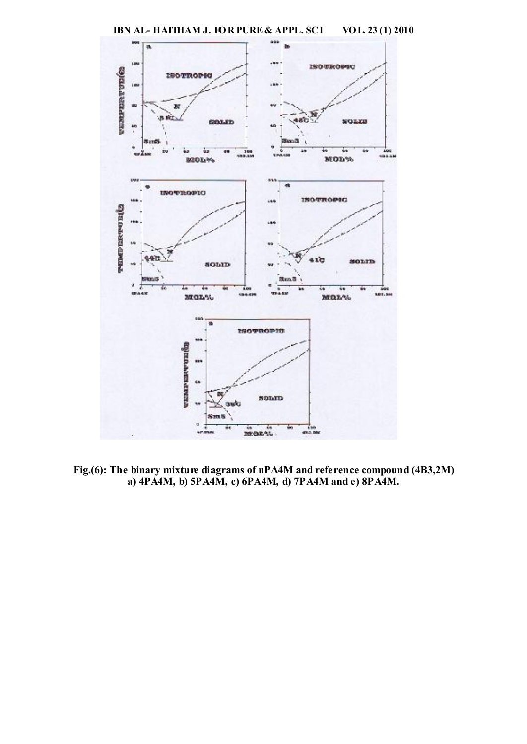ISOTROPIC

N

51°C

SOLID

SmB

MOL%

a

ISOTROPIC

N

48°C

SOLID

SmB

MOL%

b

ISOTROPIC

N

44°C

SOLID

SmB

MOL%

c

ISOTROPIC

N

41°C

SOLID

SmB

MOL%

d

ISOTROPIC

N

38°C

SOLID

SmB

MOL%

e

**Fig.(6): The binary mixture diagrams of nPA4M and reference compound (4B3,2M) a) 4PA4M, b) 5PA4M, c) 6PA4M, d) 7PA4M and e) 8PA4M.**